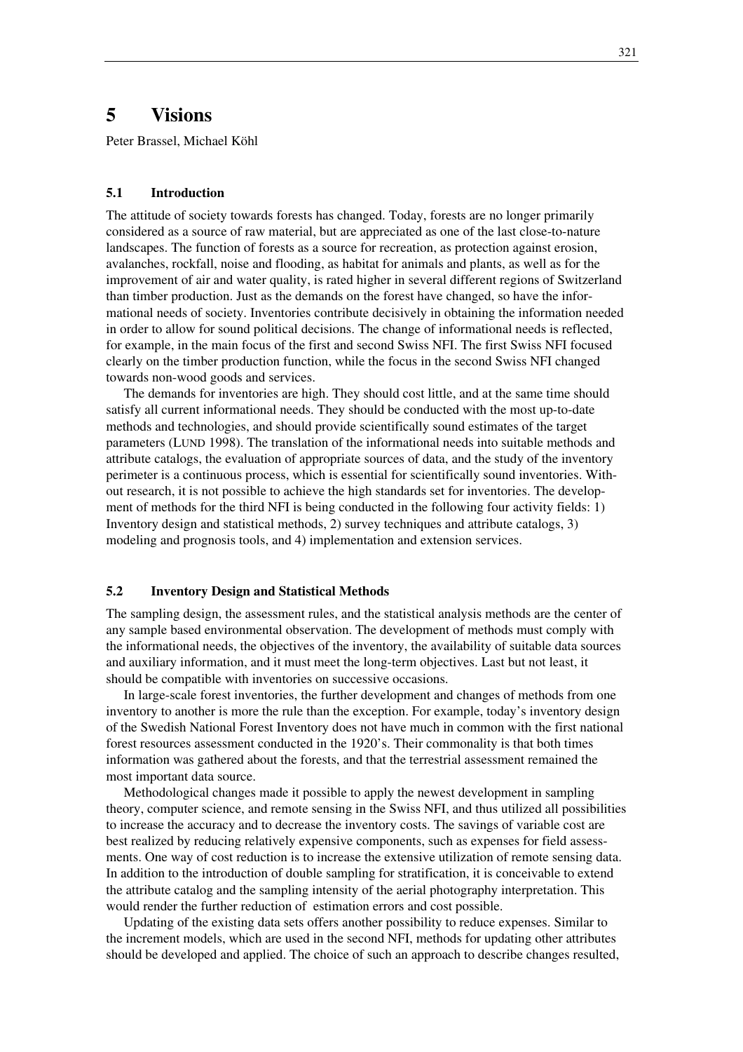# 5 Visions

Peter Brassel, Michael Köhl

## 5.1 Introduction

The attitude of society towards forests has changed. Today, forests are no longer primarily considered as a source of raw material, but are appreciated as one of the last close-to-nature landscapes. The function of forests as a source for recreation, as protection against erosion, avalanches, rockfall, noise and flooding, as habitat for animals and plants, as well as for the improvement of air and water quality, is rated higher in several different regions of Switzerland than timber production. Just as the demands on the forest have changed, so have the informational needs of society. Inventories contribute decisively in obtaining the information needed in order to allow for sound political decisions. The change of informational needs is reflected, for example, in the main focus of the first and second Swiss NFI. The first Swiss NFI focused clearly on the timber production function, while the focus in the second Swiss NFI changed towards non-wood goods and services.

The demands for inventories are high. They should cost little, and at the same time should satisfy all current informational needs. They should be conducted with the most up-to-date methods and technologies, and should provide scientifically sound estimates of the target parameters (LUND 1998). The translation of the informational needs into suitable methods and attribute catalogs, the evaluation of appropriate sources of data, and the study of the inventory perimeter is a continuous process, which is essential for scientifically sound inventories. Without research, it is not possible to achieve the high standards set for inventories. The development of methods for the third NFI is being conducted in the following four activity fields: 1) Inventory design and statistical methods, 2) survey techniques and attribute catalogs, 3) modeling and prognosis tools, and 4) implementation and extension services.

## 5.2 Inventory Design and Statistical Methods

The sampling design, the assessment rules, and the statistical analysis methods are the center of any sample based environmental observation. The development of methods must comply with the informational needs, the objectives of the inventory, the availability of suitable data sources and auxiliary information, and it must meet the long-term objectives. Last but not least, it should be compatible with inventories on successive occasions.

In large-scale forest inventories, the further development and changes of methods from one inventory to another is more the rule than the exception. For example, today's inventory design of the Swedish National Forest Inventory does not have much in common with the first national forest resources assessment conducted in the 1920's. Their commonality is that both times information was gathered about the forests, and that the terrestrial assessment remained the most important data source.

Methodological changes made it possible to apply the newest development in sampling theory, computer science, and remote sensing in the Swiss NFI, and thus utilized all possibilities to increase the accuracy and to decrease the inventory costs. The savings of variable cost are best realized by reducing relatively expensive components, such as expenses for field assessments. One way of cost reduction is to increase the extensive utilization of remote sensing data. In addition to the introduction of double sampling for stratification, it is conceivable to extend the attribute catalog and the sampling intensity of the aerial photography interpretation. This would render the further reduction of estimation errors and cost possible.

Updating of the existing data sets offers another possibility to reduce expenses. Similar to the increment models, which are used in the second NFI, methods for updating other attributes should be developed and applied. The choice of such an approach to describe changes resulted,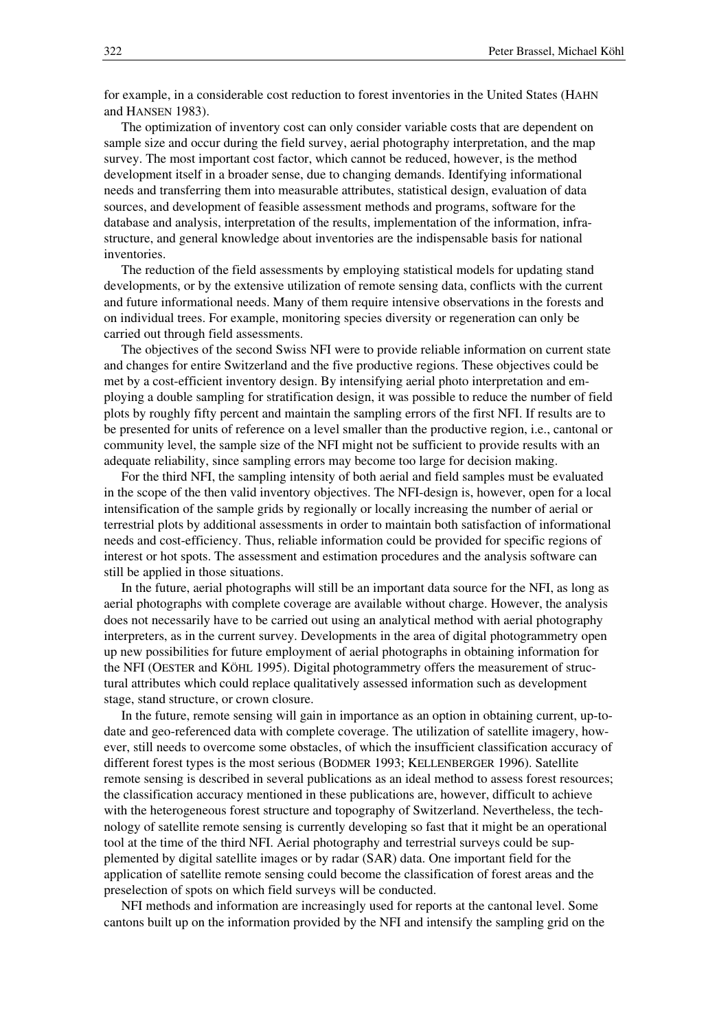for example, in a considerable cost reduction to forest inventories in the United States (HAHN and HANSEN 1983).

The optimization of inventory cost can only consider variable costs that are dependent on sample size and occur during the field survey, aerial photography interpretation, and the map survey. The most important cost factor, which cannot be reduced, however, is the method development itself in a broader sense, due to changing demands. Identifying informational needs and transferring them into measurable attributes, statistical design, evaluation of data sources, and development of feasible assessment methods and programs, software for the database and analysis, interpretation of the results, implementation of the information, infrastructure, and general knowledge about inventories are the indispensable basis for national inventories.

The reduction of the field assessments by employing statistical models for updating stand developments, or by the extensive utilization of remote sensing data, conflicts with the current and future informational needs. Many of them require intensive observations in the forests and on individual trees. For example, monitoring species diversity or regeneration can only be carried out through field assessments.

The objectives of the second Swiss NFI were to provide reliable information on current state and changes for entire Switzerland and the five productive regions. These objectives could be met by a cost-efficient inventory design. By intensifying aerial photo interpretation and employing a double sampling for stratification design, it was possible to reduce the number of field plots by roughly fifty percent and maintain the sampling errors of the first NFI. If results are to be presented for units of reference on a level smaller than the productive region, i.e., cantonal or community level, the sample size of the NFI might not be sufficient to provide results with an adequate reliability, since sampling errors may become too large for decision making.

For the third NFI, the sampling intensity of both aerial and field samples must be evaluated in the scope of the then valid inventory objectives. The NFI-design is, however, open for a local intensification of the sample grids by regionally or locally increasing the number of aerial or terrestrial plots by additional assessments in order to maintain both satisfaction of informational needs and cost-efficiency. Thus, reliable information could be provided for specific regions of interest or hot spots. The assessment and estimation procedures and the analysis software can still be applied in those situations.

In the future, aerial photographs will still be an important data source for the NFI, as long as aerial photographs with complete coverage are available without charge. However, the analysis does not necessarily have to be carried out using an analytical method with aerial photography interpreters, as in the current survey. Developments in the area of digital photogrammetry open up new possibilities for future employment of aerial photographs in obtaining information for the NFI (OESTER and KÖHL 1995). Digital photogrammetry offers the measurement of structural attributes which could replace qualitatively assessed information such as development stage, stand structure, or crown closure.

In the future, remote sensing will gain in importance as an option in obtaining current, up-to-date and geo-referenced data with complete coverage. The utilization of satellite imagery, however, still needs to overcome some obstacles, of which the insufficient classification accuracy of different forest types is the most serious (BODMER 1993; KELLENBERGER 1996). Satellite remote sensing is described in several publications as an ideal method to assess forest resources; the classification accuracy mentioned in these publications are, however, difficult to achieve with the heterogeneous forest structure and topography of Switzerland. Nevertheless, the technology of satellite remote sensing is currently developing so fast that it might be an operational tool at the time of the third NFI. Aerial photography and terrestrial surveys could be supplemented by digital satellite images or by radar (SAR) data. One important field for the application of satellite remote sensing could become the classification of forest areas and the preselection of spots on which field surveys will be conducted.

NFI methods and information are increasingly used for reports at the cantonal level. Some cantons built up on the information provided by the NFI and intensify the sampling grid on the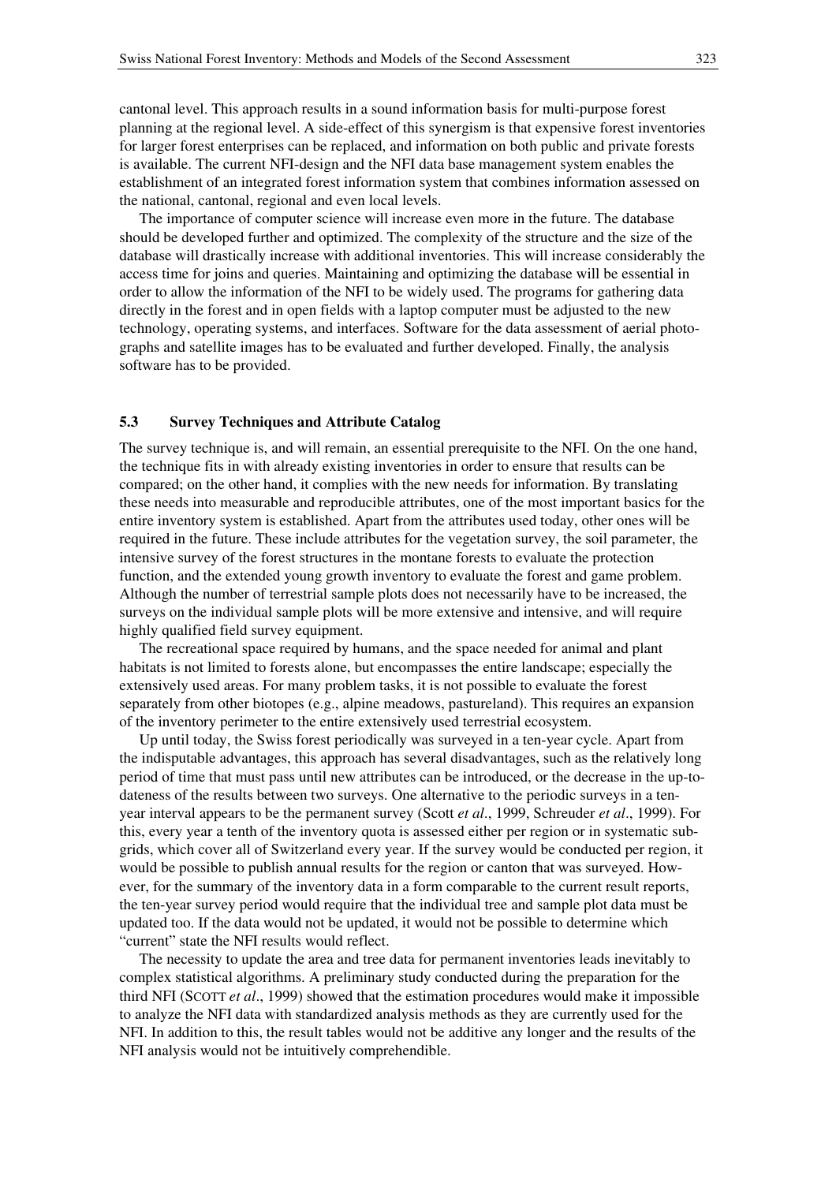cantonal level. This approach results in a sound information basis for multi-purpose forest planning at the regional level. A side-effect of this synergism is that expensive forest inventories for larger forest enterprises can be replaced, and information on both public and private forests is available. The current NFI-design and the NFI data base management system enables the establishment of an integrated forest information system that combines information assessed on the national, cantonal, regional and even local levels.

The importance of computer science will increase even more in the future. The database should be developed further and optimized. The complexity of the structure and the size of the database will drastically increase with additional inventories. This will increase considerably the access time for joins and queries. Maintaining and optimizing the database will be essential in order to allow the information of the NFI to be widely used. The programs for gathering data directly in the forest and in open fields with a laptop computer must be adjusted to the new technology, operating systems, and interfaces. Software for the data assessment of aerial photographs and satellite images has to be evaluated and further developed. Finally, the analysis software has to be provided.

### 5.3 Survey Techniques and Attribute Catalog

The survey technique is, and will remain, an essential prerequisite to the NFI. On the one hand, the technique fits in with already existing inventories in order to ensure that results can be compared; on the other hand, it complies with the new needs for information. By translating these needs into measurable and reproducible attributes, one of the most important basics for the entire inventory system is established. Apart from the attributes used today, other ones will be required in the future. These include attributes for the vegetation survey, the soil parameter, the intensive survey of the forest structures in the montane forests to evaluate the protection function, and the extended young growth inventory to evaluate the forest and game problem. Although the number of terrestrial sample plots does not necessarily have to be increased, the surveys on the individual sample plots will be more extensive and intensive, and will require highly qualified field survey equipment.

The recreational space required by humans, and the space needed for animal and plant habitats is not limited to forests alone, but encompasses the entire landscape; especially the extensively used areas. For many problem tasks, it is not possible to evaluate the forest separately from other biotopes (e.g., alpine meadows, pastureland). This requires an expansion of the inventory perimeter to the entire extensively used terrestrial ecosystem.

Up until today, the Swiss forest periodically was surveyed in a ten-year cycle. Apart from the indisputable advantages, this approach has several disadvantages, such as the relatively long period of time that must pass until new attributes can be introduced, or the decrease in the up-to-dateness of the results between two surveys. One alternative to the periodic surveys in a ten-year interval appears to be the permanent survey (Scott *et al*., 1999, Schreuder *et al*., 1999). For this, every year a tenth of the inventory quota is assessed either per region or in systematic sub-grids, which cover all of Switzerland every year. If the survey would be conducted per region, it would be possible to publish annual results for the region or canton that was surveyed. However, for the summary of the inventory data in a form comparable to the current result reports, the ten-year survey period would require that the individual tree and sample plot data must be updated too. If the data would not be updated, it would not be possible to determine which "current" state the NFI results would reflect.

The necessity to update the area and tree data for permanent inventories leads inevitably to complex statistical algorithms. A preliminary study conducted during the preparation for the third NFI (SCOTT *et al*., 1999) showed that the estimation procedures would make it impossible to analyze the NFI data with standardized analysis methods as they are currently used for the NFI. In addition to this, the result tables would not be additive any longer and the results of the NFI analysis would not be intuitively comprehendible.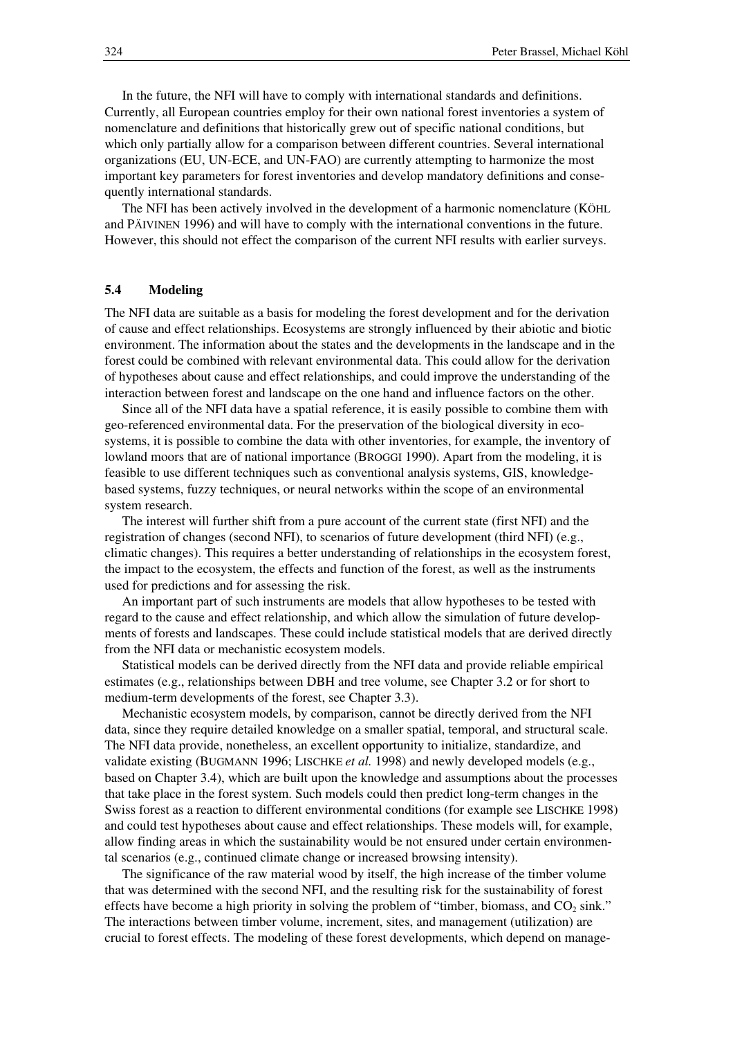In the future, the NFI will have to comply with international standards and definitions. Currently, all European countries employ for their own national forest inventories a system of nomenclature and definitions that historically grew out of specific national conditions, but which only partially allow for a comparison between different countries. Several international organizations (EU, UN-ECE, and UN-FAO) are currently attempting to harmonize the most important key parameters for forest inventories and develop mandatory definitions and consequently international standards.

The NFI has been actively involved in the development of a harmonic nomenclature (KÖHL and PÄIVINEN 1996) and will have to comply with the international conventions in the future. However, this should not effect the comparison of the current NFI results with earlier surveys.

### 5.4 Modeling

The NFI data are suitable as a basis for modeling the forest development and for the derivation of cause and effect relationships. Ecosystems are strongly influenced by their abiotic and biotic environment. The information about the states and the developments in the landscape and in the forest could be combined with relevant environmental data. This could allow for the derivation of hypotheses about cause and effect relationships, and could improve the understanding of the interaction between forest and landscape on the one hand and influence factors on the other.

Since all of the NFI data have a spatial reference, it is easily possible to combine them with geo-referenced environmental data. For the preservation of the biological diversity in ecosystems, it is possible to combine the data with other inventories, for example, the inventory of lowland moors that are of national importance (BROGGI 1990). Apart from the modeling, it is feasible to use different techniques such as conventional analysis systems, GIS, knowledge-based systems, fuzzy techniques, or neural networks within the scope of an environmental system research.

The interest will further shift from a pure account of the current state (first NFI) and the registration of changes (second NFI), to scenarios of future development (third NFI) (e.g., climatic changes). This requires a better understanding of relationships in the ecosystem forest, the impact to the ecosystem, the effects and function of the forest, as well as the instruments used for predictions and for assessing the risk.

An important part of such instruments are models that allow hypotheses to be tested with regard to the cause and effect relationship, and which allow the simulation of future developments of forests and landscapes. These could include statistical models that are derived directly from the NFI data or mechanistic ecosystem models.

Statistical models can be derived directly from the NFI data and provide reliable empirical estimates (e.g., relationships between DBH and tree volume, see Chapter 3.2 or for short to medium-term developments of the forest, see Chapter 3.3).

Mechanistic ecosystem models, by comparison, cannot be directly derived from the NFI data, since they require detailed knowledge on a smaller spatial, temporal, and structural scale. The NFI data provide, nonetheless, an excellent opportunity to initialize, standardize, and validate existing (BUGMANN 1996; LISCHKE *et al.* 1998) and newly developed models (e.g., based on Chapter 3.4), which are built upon the knowledge and assumptions about the processes that take place in the forest system. Such models could then predict long-term changes in the Swiss forest as a reaction to different environmental conditions (for example see LISCHKE 1998) and could test hypotheses about cause and effect relationships. These models will, for example, allow finding areas in which the sustainability would be not ensured under certain environmental scenarios (e.g., continued climate change or increased browsing intensity).

The significance of the raw material wood by itself, the high increase of the timber volume that was determined with the second NFI, and the resulting risk for the sustainability of forest effects have become a high priority in solving the problem of "timber, biomass, and $CO_2$ sink." The interactions between timber volume, increment, sites, and management (utilization) are crucial to forest effects. The modeling of these forest developments, which depend on manage-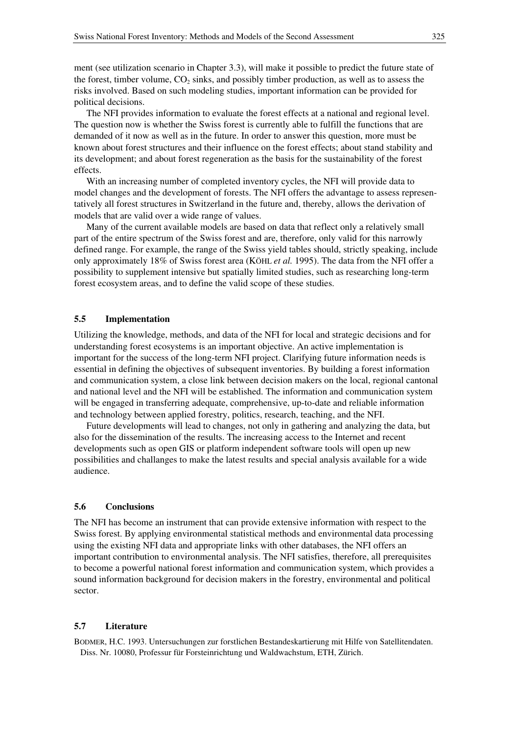ment (see utilization scenario in Chapter 3.3), will make it possible to predict the future state of the forest, timber volume, $CO_2$ sinks, and possibly timber production, as well as to assess the risks involved. Based on such modeling studies, important information can be provided for political decisions.

The NFI provides information to evaluate the forest effects at a national and regional level. The question now is whether the Swiss forest is currently able to fulfill the functions that are demanded of it now as well as in the future. In order to answer this question, more must be known about forest structures and their influence on the forest effects; about stand stability and its development; and about forest regeneration as the basis for the sustainability of the forest effects.

With an increasing number of completed inventory cycles, the NFI will provide data to model changes and the development of forests. The NFI offers the advantage to assess representatively all forest structures in Switzerland in the future and, thereby, allows the derivation of models that are valid over a wide range of values.

Many of the current available models are based on data that reflect only a relatively small part of the entire spectrum of the Swiss forest and are, therefore, only valid for this narrowly defined range. For example, the range of the Swiss yield tables should, strictly speaking, include only approximately 18% of Swiss forest area (KÖHL *et al.* 1995). The data from the NFI offer a possibility to supplement intensive but spatially limited studies, such as researching long-term forest ecosystem areas, and to define the valid scope of these studies.

### 5.5 Implementation

Utilizing the knowledge, methods, and data of the NFI for local and strategic decisions and for understanding forest ecosystems is an important objective. An active implementation is important for the success of the long-term NFI project. Clarifying future information needs is essential in defining the objectives of subsequent inventories. By building a forest information and communication system, a close link between decision makers on the local, regional cantonal and national level and the NFI will be established. The information and communication system will be engaged in transferring adequate, comprehensive, up-to-date and reliable information and technology between applied forestry, politics, research, teaching, and the NFI.

Future developments will lead to changes, not only in gathering and analyzing the data, but also for the dissemination of the results. The increasing access to the Internet and recent developments such as open GIS or platform independent software tools will open up new possibilities and challanges to make the latest results and special analysis available for a wide audience.

### 5.6 Conclusions

The NFI has become an instrument that can provide extensive information with respect to the Swiss forest. By applying environmental statistical methods and environmental data processing using the existing NFI data and appropriate links with other databases, the NFI offers an important contribution to environmental analysis. The NFI satisfies, therefore, all prerequisites to become a powerful national forest information and communication system, which provides a sound information background for decision makers in the forestry, environmental and political sector.

### 5.7 Literature

BODMER, H.C. 1993. Untersuchungen zur forstlichen Bestandeskartierung mit Hilfe von Satellitendaten. Diss. Nr. 10080, Professur für Forsteinrichtung und Waldwachstum, ETH, Zürich.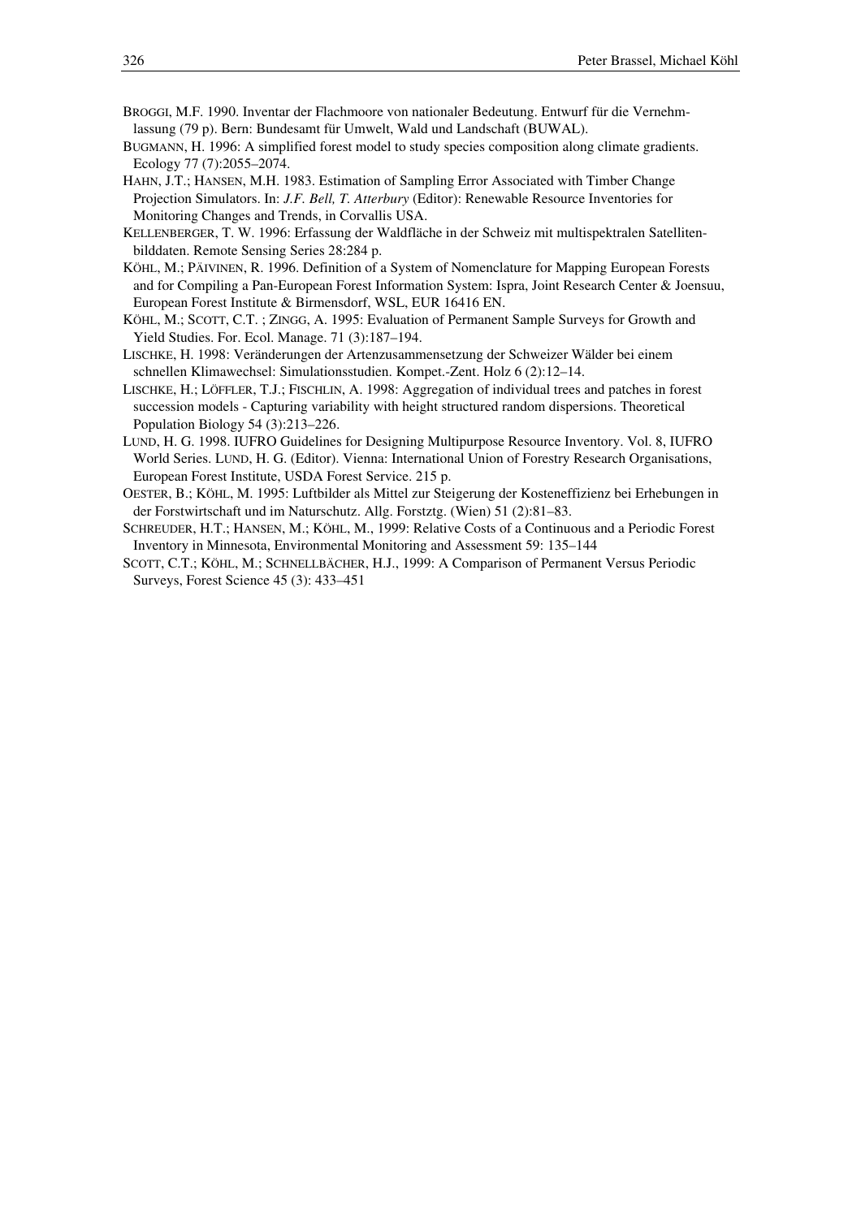BROGGI, M.F. 1990. Inventar der Flachmoore von nationaler Bedeutung. Entwurf für die Vernehmlassung (79 p). Bern: Bundesamt für Umwelt, Wald und Landschaft (BUWAL).

BUGMANN, H. 1996: A simplified forest model to study species composition along climate gradients. Ecology 77 (7):2055–2074.

HAHN, J.T.; HANSEN, M.H. 1983. Estimation of Sampling Error Associated with Timber Change Projection Simulators. In: *J.F. Bell, T. Atterbury* (Editor): Renewable Resource Inventories for Monitoring Changes and Trends, in Corvallis USA.

KELLENBERGER, T. W. 1996: Erfassung der Waldfläche in der Schweiz mit multispektralen Satellitenbilddaten. Remote Sensing Series 28:284 p.

KÖHL, M.; PÄIVINEN, R. 1996. Definition of a System of Nomenclature for Mapping European Forests and for Compiling a Pan-European Forest Information System: Ispra, Joint Research Center & Joensuu, European Forest Institute & Birmensdorf, WSL, EUR 16416 EN.

KÖHL, M.; SCOTT, C.T. ; ZINGG, A. 1995: Evaluation of Permanent Sample Surveys for Growth and Yield Studies. For. Ecol. Manage. 71 (3):187–194.

LISCHKE, H. 1998: Veränderungen der Artenzusammensetzung der Schweizer Wälder bei einem schnellen Klimawechsel: Simulationsstudien. Kompet.-Zent. Holz 6 (2):12–14.

LISCHKE, H.; LÖFFLER, T.J.; FISCHLIN, A. 1998: Aggregation of individual trees and patches in forest succession models - Capturing variability with height structured random dispersions. Theoretical Population Biology 54 (3):213–226.

LUND, H. G. 1998. IUFRO Guidelines for Designing Multipurpose Resource Inventory. Vol. 8, IUFRO World Series. LUND, H. G. (Editor). Vienna: International Union of Forestry Research Organisations, European Forest Institute, USDA Forest Service. 215 p.

OESTER, B.; KÖHL, M. 1995: Luftbilder als Mittel zur Steigerung der Kosteneffizienz bei Erhebungen in der Forstwirtschaft und im Naturschutz. Allg. Forstztg. (Wien) 51 (2):81–83.

SCHREUDER, H.T.; HANSEN, M.; KÖHL, M., 1999: Relative Costs of a Continuous and a Periodic Forest Inventory in Minnesota, Environmental Monitoring and Assessment 59: 135–144

SCOTT, C.T.; KÖHL, M.; SCHNELLBÄCHER, H.J., 1999: A Comparison of Permanent Versus Periodic Surveys, Forest Science 45 (3): 433–451